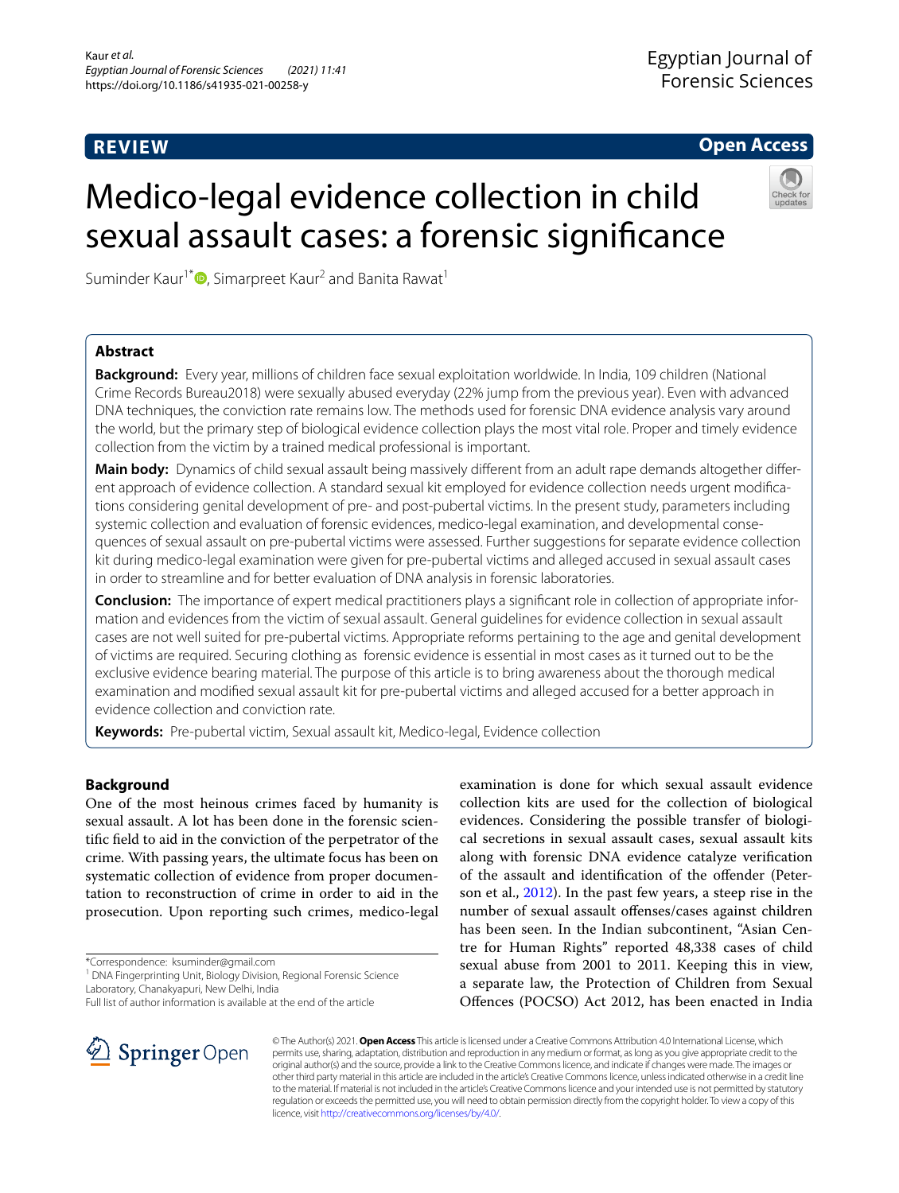REVIEW

Open Access

# Medico-legal evidence collection in child sexual assault cases: a forensic significance

Suminder Kaur[1*], Simarpreet Kaur[2] and Banita Rawat[1]

## Abstract

**Background:** Every year, millions of children face sexual exploitation worldwide. In India, 109 children (National Crime Records Bureau2018) were sexually abused everyday (22% jump from the previous year). Even with advanced DNA techniques, the conviction rate remains low. The methods used for forensic DNA evidence analysis vary around the world, but the primary step of biological evidence collection plays the most vital role. Proper and timely evidence collection from the victim by a trained medical professional is important.

**Main body:** Dynamics of child sexual assault being massively different from an adult rape demands altogether different approach of evidence collection. A standard sexual kit employed for evidence collection needs urgent modifications considering genital development of pre- and post-pubertal victims. In the present study, parameters including systemic collection and evaluation of forensic evidences, medico-legal examination, and developmental consequences of sexual assault on pre-pubertal victims were assessed. Further suggestions for separate evidence collection kit during medico-legal examination were given for pre-pubertal victims and alleged accused in sexual assault cases in order to streamline and for better evaluation of DNA analysis in forensic laboratories.

**Conclusion:** The importance of expert medical practitioners plays a significant role in collection of appropriate information and evidences from the victim of sexual assault. General guidelines for evidence collection in sexual assault cases are not well suited for pre-pubertal victims. Appropriate reforms pertaining to the age and genital development of victims are required. Securing clothing as forensic evidence is essential in most cases as it turned out to be the exclusive evidence bearing material. The purpose of this article is to bring awareness about the thorough medical examination and modified sexual assault kit for pre-pubertal victims and alleged accused for a better approach in evidence collection and conviction rate.

**Keywords:** Pre-pubertal victim, Sexual assault kit, Medico-legal, Evidence collection

## Background

One of the most heinous crimes faced by humanity is sexual assault. A lot has been done in the forensic scientific field to aid in the conviction of the perpetrator of the crime. With passing years, the ultimate focus has been on systematic collection of evidence from proper documentation to reconstruction of crime in order to aid in the prosecution. Upon reporting such crimes, medico-legal examination is done for which sexual assault evidence collection kits are used for the collection of biological evidences. Considering the possible transfer of biological secretions in sexual assault cases, sexual assault kits along with forensic DNA evidence catalyze verification of the assault and identification of the offender (Peterson et al., 2012). In the past few years, a steep rise in the number of sexual assault offenses/cases against children has been seen. In the Indian subcontinent, "Asian Centre for Human Rights" reported 48,338 cases of child sexual abuse from 2001 to 2011. Keeping this in view, a separate law, the Protection of Children from Sexual Offences (POCSO) Act 2012, has been enacted in India

*Correspondence: ksuminder@gmail.com
[1] DNA Fingerprinting Unit, Biology Division, Regional Forensic Science Laboratory, Chanakyapuri, New Delhi, India
Full list of author information is available at the end of the article

© The Author(s) 2021. **Open Access** This article is licensed under a Creative Commons Attribution 4.0 International License, which permits use, sharing, adaptation, distribution and reproduction in any medium or format, as long as you give appropriate credit to the original author(s) and the source, provide a link to the Creative Commons licence, and indicate if changes were made. The images or other third party material in this article are included in the article's Creative Commons licence, unless indicated otherwise in a credit line to the material. If material is not included in the article's Creative Commons licence and your intended use is not permitted by statutory regulation or exceeds the permitted use, you will need to obtain permission directly from the copyright holder. To view a copy of this licence, visit http://creativecommons.org/licenses/by/4.0/.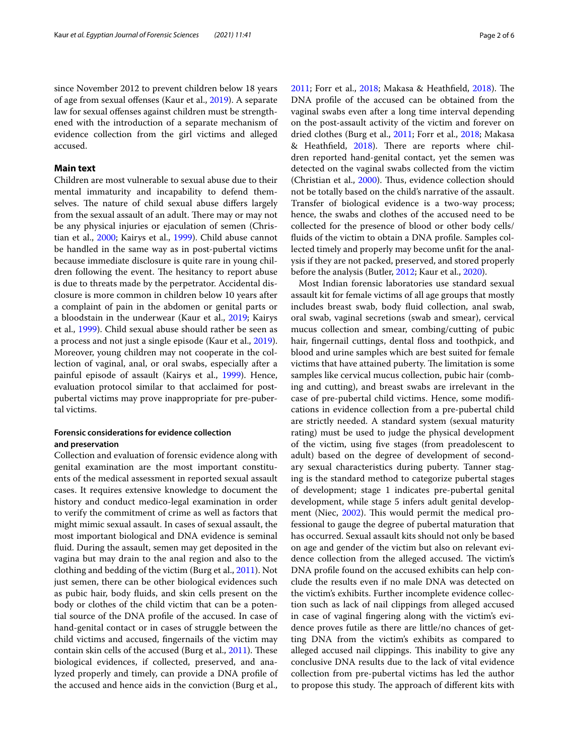since November 2012 to prevent children below 18 years of age from sexual offenses (Kaur et al., 2019). A separate law for sexual offenses against children must be strengthened with the introduction of a separate mechanism of evidence collection from the girl victims and alleged accused.

## Main text

Children are most vulnerable to sexual abuse due to their mental immaturity and incapability to defend themselves. The nature of child sexual abuse differs largely from the sexual assault of an adult. There may or may not be any physical injuries or ejaculation of semen (Christian et al., 2000; Kairys et al., 1999). Child abuse cannot be handled in the same way as in post-pubertal victims because immediate disclosure is quite rare in young children following the event. The hesitancy to report abuse is due to threats made by the perpetrator. Accidental disclosure is more common in children below 10 years after a complaint of pain in the abdomen or genital parts or a bloodstain in the underwear (Kaur et al., 2019; Kairys et al., 1999). Child sexual abuse should rather be seen as a process and not just a single episode (Kaur et al., 2019). Moreover, young children may not cooperate in the collection of vaginal, anal, or oral swabs, especially after a painful episode of assault (Kairys et al., 1999). Hence, evaluation protocol similar to that acclaimed for post-pubertal victims may prove inappropriate for pre-pubertal victims.

### Forensic considerations for evidence collection and preservation

Collection and evaluation of forensic evidence along with genital examination are the most important constituents of the medical assessment in reported sexual assault cases. It requires extensive knowledge to document the history and conduct medico-legal examination in order to verify the commitment of crime as well as factors that might mimic sexual assault. In cases of sexual assault, the most important biological and DNA evidence is seminal fluid. During the assault, semen may get deposited in the vagina but may drain to the anal region and also to the clothing and bedding of the victim (Burg et al., 2011). Not just semen, there can be other biological evidences such as pubic hair, body fluids, and skin cells present on the body or clothes of the child victim that can be a potential source of the DNA profile of the accused. In case of hand-genital contact or in cases of struggle between the child victims and accused, fingernails of the victim may contain skin cells of the accused (Burg et al., 2011). These biological evidences, if collected, preserved, and analyzed properly and timely, can provide a DNA profile of the accused and hence aids in the conviction (Burg et al., 2011; Forr et al., 2018; Makasa & Heathfield, 2018). The DNA profile of the accused can be obtained from the vaginal swabs even after a long time interval depending on the post-assault activity of the victim and forever on dried clothes (Burg et al., 2011; Forr et al., 2018; Makasa & Heathfield, 2018). There are reports where children reported hand-genital contact, yet the semen was detected on the vaginal swabs collected from the victim (Christian et al., 2000). Thus, evidence collection should not be totally based on the child's narrative of the assault. Transfer of biological evidence is a two-way process; hence, the swabs and clothes of the accused need to be collected for the presence of blood or other body cells/fluids of the victim to obtain a DNA profile. Samples collected timely and properly may become unfit for the analysis if they are not packed, preserved, and stored properly before the analysis (Butler, 2012; Kaur et al., 2020).

Most Indian forensic laboratories use standard sexual assault kit for female victims of all age groups that mostly includes breast swab, body fluid collection, anal swab, oral swab, vaginal secretions (swab and smear), cervical mucus collection and smear, combing/cutting of pubic hair, fingernail cuttings, dental floss and toothpick, and blood and urine samples which are best suited for female victims that have attained puberty. The limitation is some samples like cervical mucus collection, pubic hair (combing and cutting), and breast swabs are irrelevant in the case of pre-pubertal child victims. Hence, some modifications in evidence collection from a pre-pubertal child are strictly needed. A standard system (sexual maturity rating) must be used to judge the physical development of the victim, using five stages (from preadolescent to adult) based on the degree of development of secondary sexual characteristics during puberty. Tanner staging is the standard method to categorize pubertal stages of development; stage 1 indicates pre-pubertal genital development, while stage 5 infers adult genital development (Niec, 2002). This would permit the medical professional to gauge the degree of pubertal maturation that has occurred. Sexual assault kits should not only be based on age and gender of the victim but also on relevant evidence collection from the alleged accused. The victim's DNA profile found on the accused exhibits can help conclude the results even if no male DNA was detected on the victim's exhibits. Further incomplete evidence collection such as lack of nail clippings from alleged accused in case of vaginal fingering along with the victim's evidence proves futile as there are little/no chances of getting DNA from the victim's exhibits as compared to alleged accused nail clippings. This inability to give any conclusive DNA results due to the lack of vital evidence collection from pre-pubertal victims has led the author to propose this study. The approach of different kits with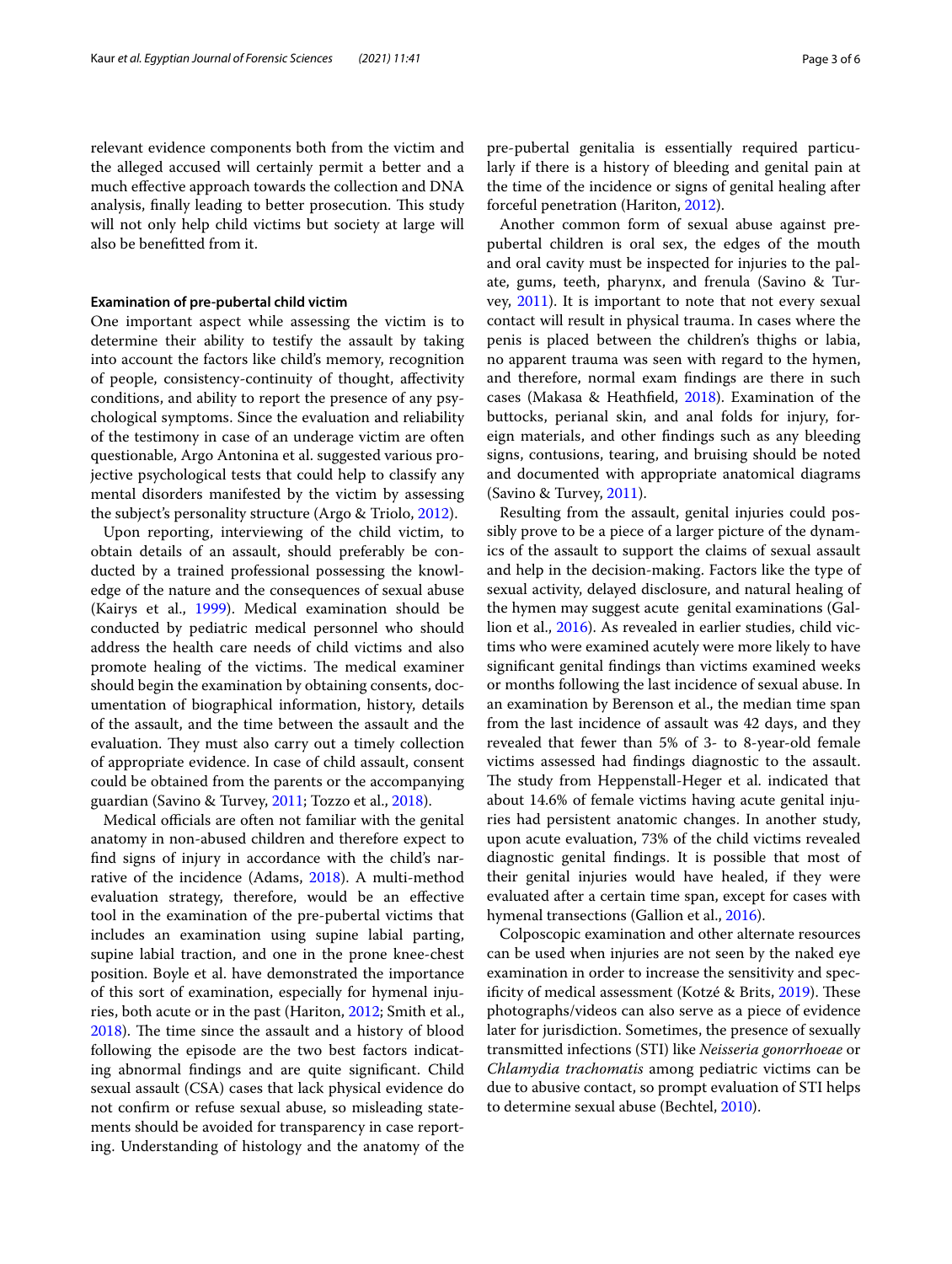relevant evidence components both from the victim and the alleged accused will certainly permit a better and a much effective approach towards the collection and DNA analysis, finally leading to better prosecution. This study will not only help child victims but society at large will also be benefitted from it.

### Examination of pre-pubertal child victim

One important aspect while assessing the victim is to determine their ability to testify the assault by taking into account the factors like child's memory, recognition of people, consistency-continuity of thought, affectivity conditions, and ability to report the presence of any psychological symptoms. Since the evaluation and reliability of the testimony in case of an underage victim are often questionable, Argo Antonina et al. suggested various projective psychological tests that could help to classify any mental disorders manifested by the victim by assessing the subject's personality structure (Argo & Triolo, 2012).

Upon reporting, interviewing of the child victim, to obtain details of an assault, should preferably be conducted by a trained professional possessing the knowledge of the nature and the consequences of sexual abuse (Kairys et al., 1999). Medical examination should be conducted by pediatric medical personnel who should address the health care needs of child victims and also promote healing of the victims. The medical examiner should begin the examination by obtaining consents, documentation of biographical information, history, details of the assault, and the time between the assault and the evaluation. They must also carry out a timely collection of appropriate evidence. In case of child assault, consent could be obtained from the parents or the accompanying guardian (Savino & Turvey, 2011; Tozzo et al., 2018).

Medical officials are often not familiar with the genital anatomy in non-abused children and therefore expect to find signs of injury in accordance with the child's narrative of the incidence (Adams, 2018). A multi-method evaluation strategy, therefore, would be an effective tool in the examination of the pre-pubertal victims that includes an examination using supine labial parting, supine labial traction, and one in the prone knee-chest position. Boyle et al. have demonstrated the importance of this sort of examination, especially for hymenal injuries, both acute or in the past (Hariton, 2012; Smith et al., 2018). The time since the assault and a history of blood following the episode are the two best factors indicating abnormal findings and are quite significant. Child sexual assault (CSA) cases that lack physical evidence do not confirm or refuse sexual abuse, so misleading statements should be avoided for transparency in case reporting. Understanding of histology and the anatomy of the pre-pubertal genitalia is essentially required particularly if there is a history of bleeding and genital pain at the time of the incidence or signs of genital healing after forceful penetration (Hariton, 2012).

Another common form of sexual abuse against pre-pubertal children is oral sex, the edges of the mouth and oral cavity must be inspected for injuries to the palate, gums, teeth, pharynx, and frenula (Savino & Turvey, 2011). It is important to note that not every sexual contact will result in physical trauma. In cases where the penis is placed between the children's thighs or labia, no apparent trauma was seen with regard to the hymen, and therefore, normal exam findings are there in such cases (Makasa & Heathfield, 2018). Examination of the buttocks, perianal skin, and anal folds for injury, foreign materials, and other findings such as any bleeding signs, contusions, tearing, and bruising should be noted and documented with appropriate anatomical diagrams (Savino & Turvey, 2011).

Resulting from the assault, genital injuries could possibly prove to be a piece of a larger picture of the dynamics of the assault to support the claims of sexual assault and help in the decision-making. Factors like the type of sexual activity, delayed disclosure, and natural healing of the hymen may suggest acute genital examinations (Gallion et al., 2016). As revealed in earlier studies, child victims who were examined acutely were more likely to have significant genital findings than victims examined weeks or months following the last incidence of sexual abuse. In an examination by Berenson et al., the median time span from the last incidence of assault was 42 days, and they revealed that fewer than 5% of 3- to 8-year-old female victims assessed had findings diagnostic to the assault. The study from Heppenstall-Heger et al. indicated that about 14.6% of female victims having acute genital injuries had persistent anatomic changes. In another study, upon acute evaluation, 73% of the child victims revealed diagnostic genital findings. It is possible that most of their genital injuries would have healed, if they were evaluated after a certain time span, except for cases with hymenal transections (Gallion et al., 2016).

Colposcopic examination and other alternate resources can be used when injuries are not seen by the naked eye examination in order to increase the sensitivity and specificity of medical assessment (Kotzé & Brits, 2019). These photographs/videos can also serve as a piece of evidence later for jurisdiction. Sometimes, the presence of sexually transmitted infections (STI) like *Neisseria gonorrhoeae* or *Chlamydia trachomatis* among pediatric victims can be due to abusive contact, so prompt evaluation of STI helps to determine sexual abuse (Bechtel, 2010).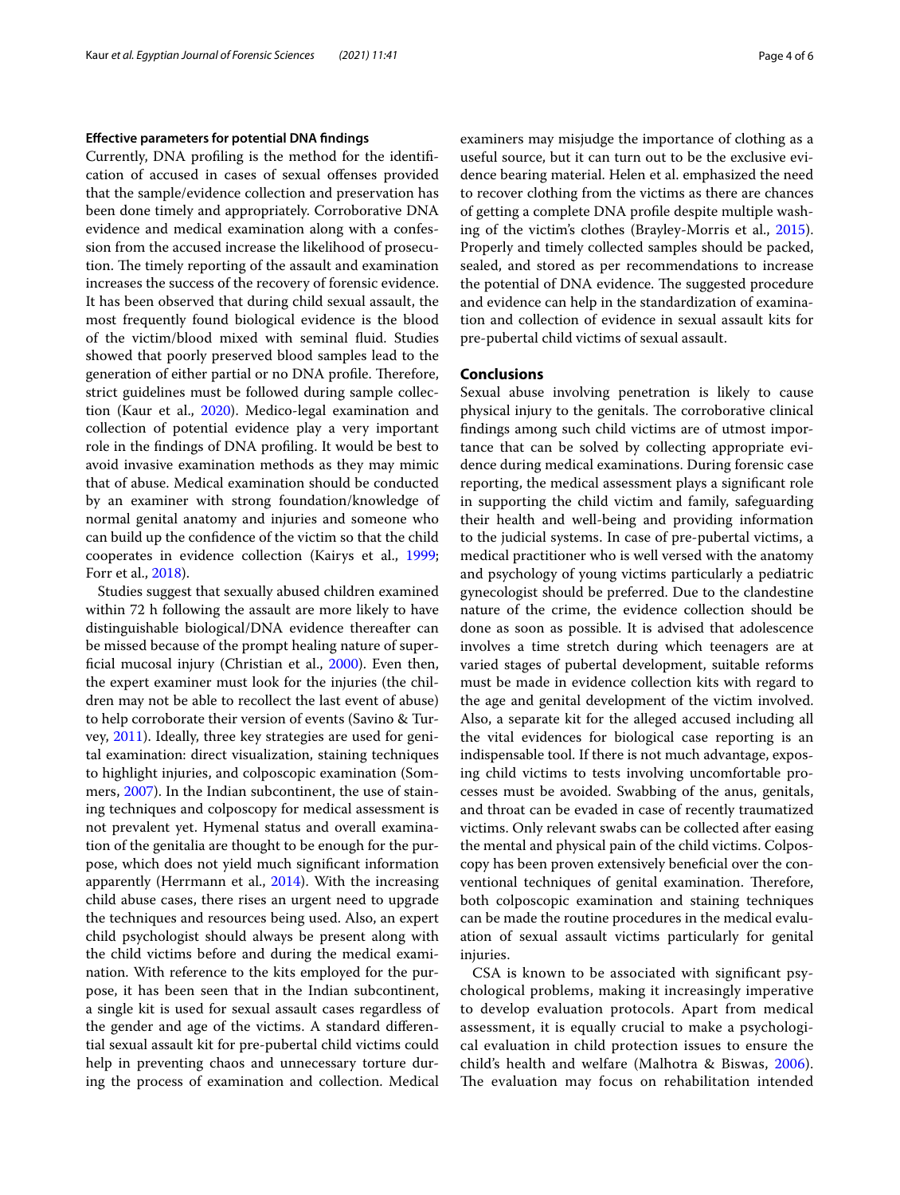### Effective parameters for potential DNA findings

Currently, DNA profiling is the method for the identification of accused in cases of sexual offenses provided that the sample/evidence collection and preservation has been done timely and appropriately. Corroborative DNA evidence and medical examination along with a confession from the accused increase the likelihood of prosecution. The timely reporting of the assault and examination increases the success of the recovery of forensic evidence. It has been observed that during child sexual assault, the most frequently found biological evidence is the blood of the victim/blood mixed with seminal fluid. Studies showed that poorly preserved blood samples lead to the generation of either partial or no DNA profile. Therefore, strict guidelines must be followed during sample collection (Kaur et al., 2020). Medico-legal examination and collection of potential evidence play a very important role in the findings of DNA profiling. It would be best to avoid invasive examination methods as they may mimic that of abuse. Medical examination should be conducted by an examiner with strong foundation/knowledge of normal genital anatomy and injuries and someone who can build up the confidence of the victim so that the child cooperates in evidence collection (Kairys et al., 1999; Forr et al., 2018).

Studies suggest that sexually abused children examined within 72 h following the assault are more likely to have distinguishable biological/DNA evidence thereafter can be missed because of the prompt healing nature of superficial mucosal injury (Christian et al., 2000). Even then, the expert examiner must look for the injuries (the children may not be able to recollect the last event of abuse) to help corroborate their version of events (Savino & Turvey, 2011). Ideally, three key strategies are used for genital examination: direct visualization, staining techniques to highlight injuries, and colposcopic examination (Sommers, 2007). In the Indian subcontinent, the use of staining techniques and colposcopy for medical assessment is not prevalent yet. Hymenal status and overall examination of the genitalia are thought to be enough for the purpose, which does not yield much significant information apparently (Herrmann et al., 2014). With the increasing child abuse cases, there rises an urgent need to upgrade the techniques and resources being used. Also, an expert child psychologist should always be present along with the child victims before and during the medical examination. With reference to the kits employed for the purpose, it has been seen that in the Indian subcontinent, a single kit is used for sexual assault cases regardless of the gender and age of the victims. A standard differential sexual assault kit for pre-pubertal child victims could help in preventing chaos and unnecessary torture during the process of examination and collection. Medical examiners may misjudge the importance of clothing as a useful source, but it can turn out to be the exclusive evidence bearing material. Helen et al. emphasized the need to recover clothing from the victims as there are chances of getting a complete DNA profile despite multiple washing of the victim's clothes (Brayley-Morris et al., 2015). Properly and timely collected samples should be packed, sealed, and stored as per recommendations to increase the potential of DNA evidence. The suggested procedure and evidence can help in the standardization of examination and collection of evidence in sexual assault kits for pre-pubertal child victims of sexual assault.

## Conclusions

Sexual abuse involving penetration is likely to cause physical injury to the genitals. The corroborative clinical findings among such child victims are of utmost importance that can be solved by collecting appropriate evidence during medical examinations. During forensic case reporting, the medical assessment plays a significant role in supporting the child victim and family, safeguarding their health and well-being and providing information to the judicial systems. In case of pre-pubertal victims, a medical practitioner who is well versed with the anatomy and psychology of young victims particularly a pediatric gynecologist should be preferred. Due to the clandestine nature of the crime, the evidence collection should be done as soon as possible. It is advised that adolescence involves a time stretch during which teenagers are at varied stages of pubertal development, suitable reforms must be made in evidence collection kits with regard to the age and genital development of the victim involved. Also, a separate kit for the alleged accused including all the vital evidences for biological case reporting is an indispensable tool. If there is not much advantage, exposing child victims to tests involving uncomfortable processes must be avoided. Swabbing of the anus, genitals, and throat can be evaded in case of recently traumatized victims. Only relevant swabs can be collected after easing the mental and physical pain of the child victims. Colposcopy has been proven extensively beneficial over the conventional techniques of genital examination. Therefore, both colposcopic examination and staining techniques can be made the routine procedures in the medical evaluation of sexual assault victims particularly for genital injuries.

CSA is known to be associated with significant psychological problems, making it increasingly imperative to develop evaluation protocols. Apart from medical assessment, it is equally crucial to make a psychological evaluation in child protection issues to ensure the child's health and welfare (Malhotra & Biswas, 2006). The evaluation may focus on rehabilitation intended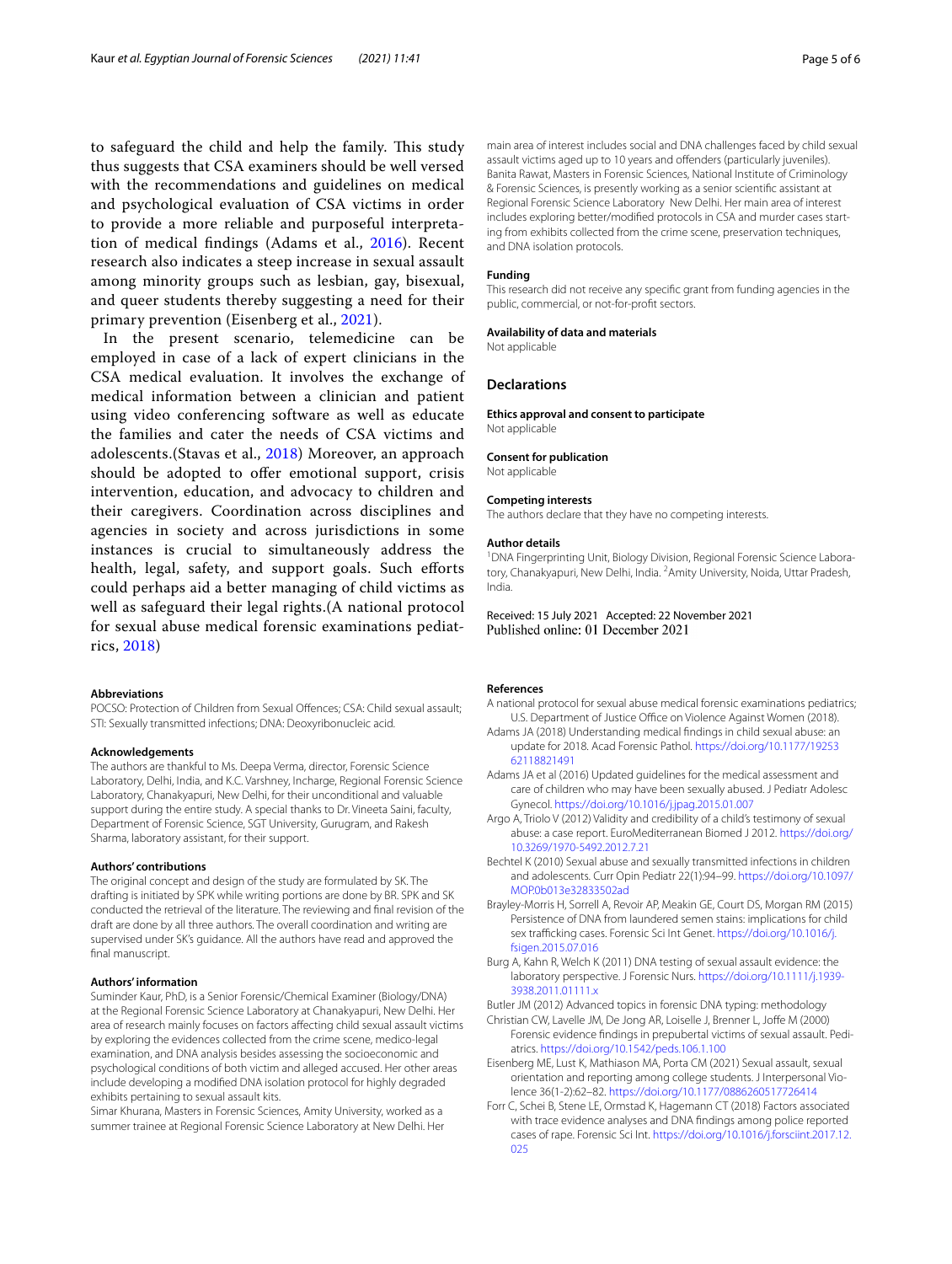to safeguard the child and help the family. This study thus suggests that CSA examiners should be well versed with the recommendations and guidelines on medical and psychological evaluation of CSA victims in order to provide a more reliable and purposeful interpretation of medical findings (Adams et al., 2016). Recent research also indicates a steep increase in sexual assault among minority groups such as lesbian, gay, bisexual, and queer students thereby suggesting a need for their primary prevention (Eisenberg et al., 2021).

In the present scenario, telemedicine can be employed in case of a lack of expert clinicians in the CSA medical evaluation. It involves the exchange of medical information between a clinician and patient using video conferencing software as well as educate the families and cater the needs of CSA victims and adolescents.(Stavas et al., 2018) Moreover, an approach should be adopted to offer emotional support, crisis intervention, education, and advocacy to children and their caregivers. Coordination across disciplines and agencies in society and across jurisdictions in some instances is crucial to simultaneously address the health, legal, safety, and support goals. Such efforts could perhaps aid a better managing of child victims as well as safeguard their legal rights.(A national protocol for sexual abuse medical forensic examinations pediatrics, 2018)

#### Abbreviations

POCSO: Protection of Children from Sexual Offences; CSA: Child sexual assault; STI: Sexually transmitted infections; DNA: Deoxyribonucleic acid.

#### Acknowledgements

The authors are thankful to Ms. Deepa Verma, director, Forensic Science Laboratory, Delhi, India, and K.C. Varshney, Incharge, Regional Forensic Science Laboratory, Chanakyapuri, New Delhi, for their unconditional and valuable support during the entire study. A special thanks to Dr. Vineeta Saini, faculty, Department of Forensic Science, SGT University, Gurugram, and Rakesh Sharma, laboratory assistant, for their support.

#### Authors' contributions

The original concept and design of the study are formulated by SK. The drafting is initiated by SPK while writing portions are done by BR. SPK and SK conducted the retrieval of the literature. The reviewing and final revision of the draft are done by all three authors. The overall coordination and writing are supervised under SK's guidance. All the authors have read and approved the final manuscript.

#### Authors' information

Suminder Kaur, PhD, is a Senior Forensic/Chemical Examiner (Biology/DNA) at the Regional Forensic Science Laboratory at Chanakyapuri, New Delhi. Her area of research mainly focuses on factors affecting child sexual assault victims by exploring the evidences collected from the crime scene, medico-legal examination, and DNA analysis besides assessing the socioeconomic and psychological conditions of both victim and alleged accused. Her other areas include developing a modified DNA isolation protocol for highly degraded exhibits pertaining to sexual assault kits.

Simar Khurana, Masters in Forensic Sciences, Amity University, worked as a summer trainee at Regional Forensic Science Laboratory at New Delhi. Her main area of interest includes social and DNA challenges faced by child sexual assault victims aged up to 10 years and offenders (particularly juveniles).

Banita Rawat, Masters in Forensic Sciences, National Institute of Criminology & Forensic Sciences, is presently working as a senior scientific assistant at Regional Forensic Science Laboratory New Delhi. Her main area of interest includes exploring better/modified protocols in CSA and murder cases starting from exhibits collected from the crime scene, preservation techniques, and DNA isolation protocols.

#### Funding

This research did not receive any specific grant from funding agencies in the public, commercial, or not-for-profit sectors.

#### Availability of data and materials

Not applicable

### Declarations

#### Ethics approval and consent to participate

Not applicable

#### Consent for publication

Not applicable

#### Competing interests

The authors declare that they have no competing interests.

#### Author details

[1]DNA Fingerprinting Unit, Biology Division, Regional Forensic Science Laboratory, Chanakyapuri, New Delhi, India. [2]Amity University, Noida, Uttar Pradesh, India.

Received: 15 July 2021 Accepted: 22 November 2021
Published online: 01 December 2021

#### References

A national protocol for sexual abuse medical forensic examinations pediatrics; U.S. Department of Justice Office on Violence Against Women (2018).

Adams JA (2018) Understanding medical findings in child sexual abuse: an update for 2018. Acad Forensic Pathol. https://doi.org/10.1177/1925362118821491

Adams JA et al (2016) Updated guidelines for the medical assessment and care of children who may have been sexually abused. J Pediatr Adolesc Gynecol. https://doi.org/10.1016/j.jpag.2015.01.007

Argo A, Triolo V (2012) Validity and credibility of a child's testimony of sexual abuse: a case report. EuroMediterranean Biomed J 2012. https://doi.org/10.3269/1970-5492.2012.7.21

Bechtel K (2010) Sexual abuse and sexually transmitted infections in children and adolescents. Curr Opin Pediatr 22(1):94–99. https://doi.org/10.1097/MOP.0b013e32833502ad

Brayley-Morris H, Sorrell A, Revoir AP, Meakin GE, Court DS, Morgan RM (2015) Persistence of DNA from laundered semen stains: implications for child sex trafficking cases. Forensic Sci Int Genet. https://doi.org/10.1016/j.fsigen.2015.07.016

Burg A, Kahn R, Welch K (2011) DNA testing of sexual assault evidence: the laboratory perspective. J Forensic Nurs. https://doi.org/10.1111/j.1939-3938.2011.01111.x

Butler JM (2012) Advanced topics in forensic DNA typing: methodology

Christian CW, Lavelle JM, De Jong AR, Loiselle J, Brenner L, Joffe M (2000) Forensic evidence findings in prepubertal victims of sexual assault. Pediatrics. https://doi.org/10.1542/peds.106.1.100

Eisenberg ME, Lust K, Mathiason MA, Porta CM (2021) Sexual assault, sexual orientation and reporting among college students. J Interpersonal Violence 36(1-2):62–82. https://doi.org/10.1177/0886260517726414

Forr C, Schei B, Stene LE, Ormstad K, Hagemann CT (2018) Factors associated with trace evidence analyses and DNA findings among police reported cases of rape. Forensic Sci Int. https://doi.org/10.1016/j.forsciint.2017.12.025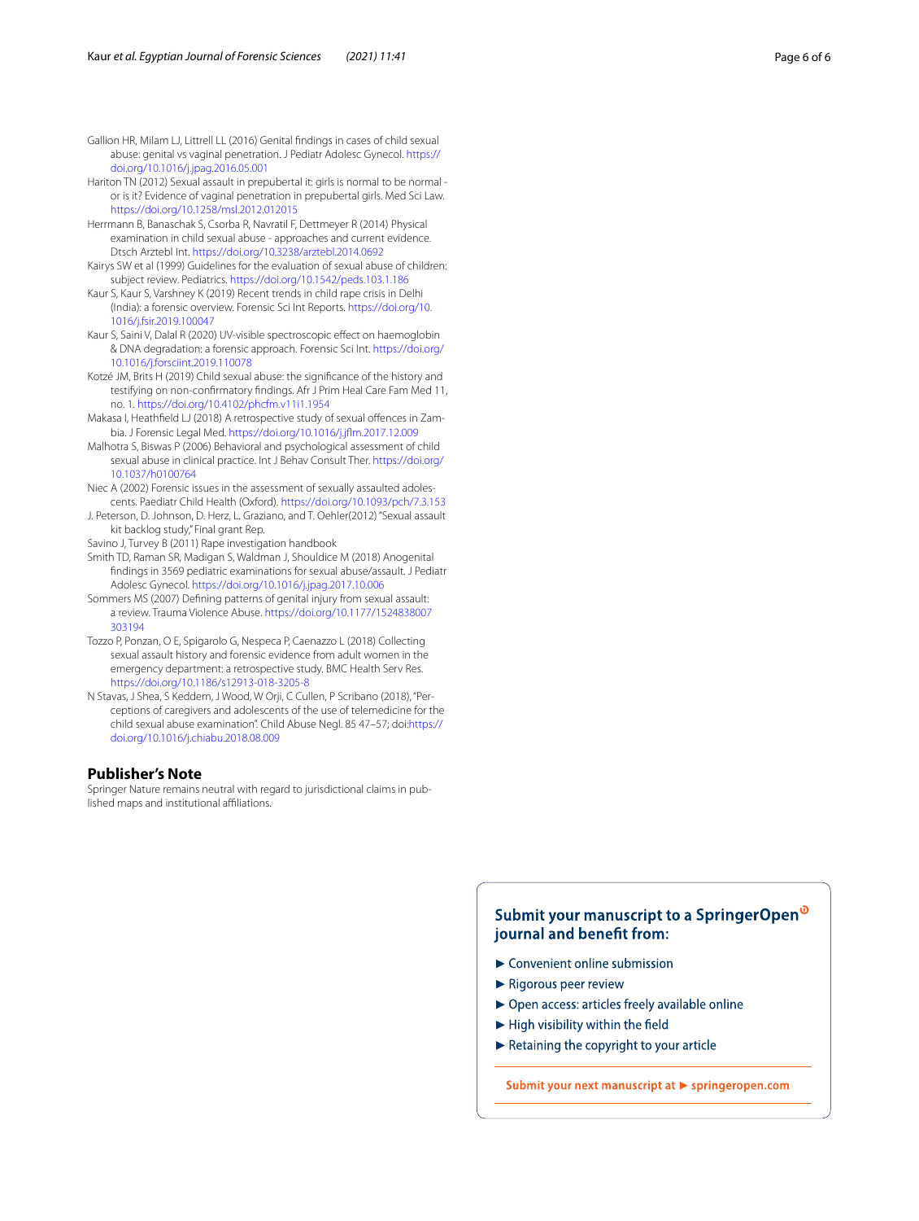Gallion HR, Milam LJ, Littrell LL (2016) Genital findings in cases of child sexual abuse: genital vs vaginal penetration. J Pediatr Adolesc Gynecol. https://doi.org/10.1016/j.jpag.2016.05.001

Hariton TN (2012) Sexual assault in prepubertal it: girls is normal to be normal - or is it? Evidence of vaginal penetration in prepubertal girls. Med Sci Law. https://doi.org/10.1258/msl.2012.012015

Herrmann B, Banaschak S, Csorba R, Navratil F, Dettmeyer R (2014) Physical examination in child sexual abuse - approaches and current evidence. Dtsch Arztebl Int. https://doi.org/10.3238/arztebl.2014.0692

Kairys SW et al (1999) Guidelines for the evaluation of sexual abuse of children: subject review. Pediatrics. https://doi.org/10.1542/peds.103.1.186

Kaur S, Kaur S, Varshney K (2019) Recent trends in child rape crisis in Delhi (India): a forensic overview. Forensic Sci Int Reports. https://doi.org/10.1016/j.fsir.2019.100047

Kaur S, Saini V, Dalal R (2020) UV-visible spectroscopic effect on haemoglobin & DNA degradation: a forensic approach. Forensic Sci Int. https://doi.org/10.1016/j.forsciint.2019.110078

Kotzé JM, Brits H (2019) Child sexual abuse: the significance of the history and testifying on non-confirmatory findings. Afr J Prim Heal Care Fam Med 11, no. 1. https://doi.org/10.4102/phcfm.v11i1.1954

Makasa I, Heathfield LJ (2018) A retrospective study of sexual offences in Zambia. J Forensic Legal Med. https://doi.org/10.1016/j.jflm.2017.12.009

Malhotra S, Biswas P (2006) Behavioral and psychological assessment of child sexual abuse in clinical practice. Int J Behav Consult Ther. https://doi.org/10.1037/h0100764

Niec A (2002) Forensic issues in the assessment of sexually assaulted adolescents. Paediatr Child Health (Oxford). https://doi.org/10.1093/pch/7.3.153

J. Peterson, D. Johnson, D. Herz, L. Graziano, and T. Oehler(2012) "Sexual assault kit backlog study," Final grant Rep.

Savino J, Turvey B (2011) Rape investigation handbook

Smith TD, Raman SR, Madigan S, Waldman J, Shouldice M (2018) Anogenital findings in 3569 pediatric examinations for sexual abuse/assault. J Pediatr Adolesc Gynecol. https://doi.org/10.1016/j.jpag.2017.10.006

Sommers MS (2007) Defining patterns of genital injury from sexual assault: a review. Trauma Violence Abuse. https://doi.org/10.1177/1524838007303194

Tozzo P, Ponzan, O E, Spigarolo G, Nespeca P, Caenazzo L (2018) Collecting sexual assault history and forensic evidence from adult women in the emergency department: a retrospective study. BMC Health Serv Res. https://doi.org/10.1186/s12913-018-3205-8

N Stavas, J Shea, S Keddem, J Wood, W Orji, C Cullen, P Scribano (2018), "Perceptions of caregivers and adolescents of the use of telemedicine for the child sexual abuse examination". Child Abuse Negl. 85 47–57; doi:https://doi.org/10.1016/j.chiabu.2018.08.009

## Publisher's Note

Springer Nature remains neutral with regard to jurisdictional claims in published maps and institutional affiliations.

**Submit your manuscript to a SpringerOpen journal and benefit from:**

- ► Convenient online submission
- ► Rigorous peer review
- ► Open access: articles freely available online
- ► High visibility within the field
- ► Retaining the copyright to your article

**Submit your next manuscript at ► springeropen.com**